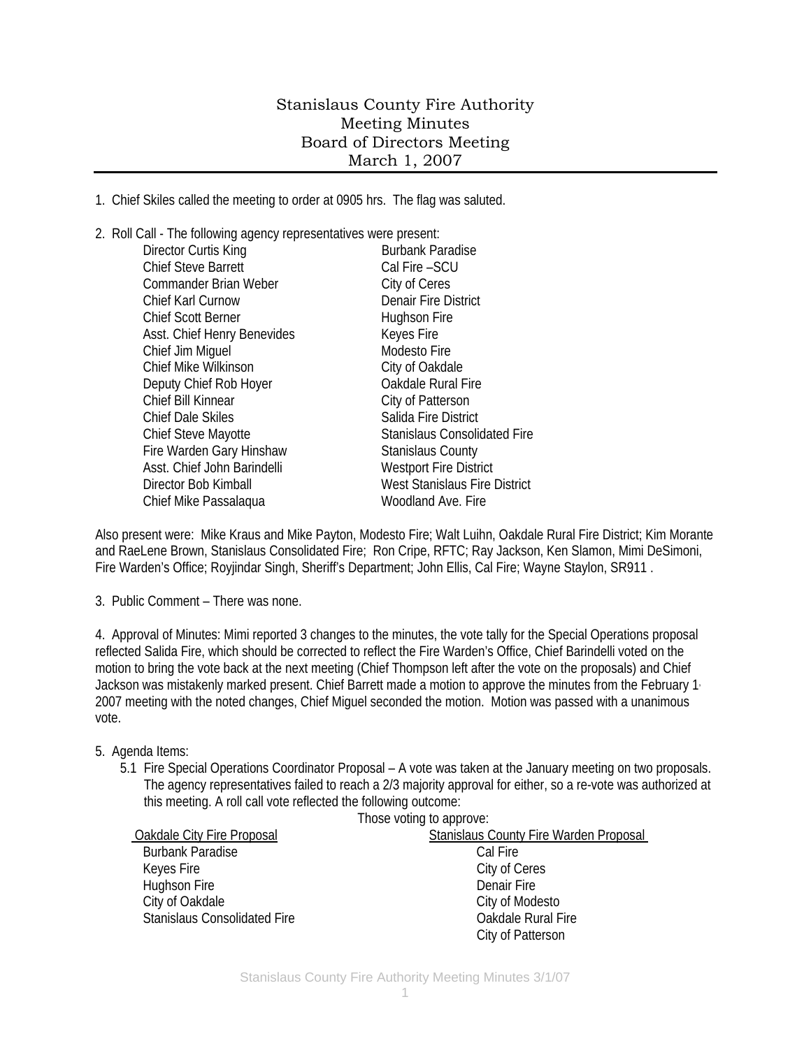# Stanislaus County Fire Authority
## Meeting Minutes
## Board of Directors Meeting
## March 1, 2007

1. Chief Skiles called the meeting to order at 0905 hrs. The flag was saluted.

2. Roll Call - The following agency representatives were present:

| | |
|---|---|
| Director Curtis King | Burbank Paradise |
| Chief Steve Barrett | Cal Fire –SCU |
| Commander Brian Weber | City of Ceres |
| Chief Karl Curnow | Denair Fire District |
| Chief Scott Berner | Hughson Fire |
| Asst. Chief Henry Benevides | Keyes Fire |
| Chief Jim Miguel | Modesto Fire |
| Chief Mike Wilkinson | City of Oakdale |
| Deputy Chief Rob Hoyer | Oakdale Rural Fire |
| Chief Bill Kinnear | City of Patterson |
| Chief Dale Skiles | Salida Fire District |
| Chief Steve Mayotte | Stanislaus Consolidated Fire |
| Fire Warden Gary Hinshaw | Stanislaus County |
| Asst. Chief John Barindelli | Westport Fire District |
| Director Bob Kimball | West Stanislaus Fire District |
| Chief Mike Passalaqua | Woodland Ave. Fire |

Also present were: Mike Kraus and Mike Payton, Modesto Fire; Walt Luihn, Oakdale Rural Fire District; Kim Morante and RaeLene Brown, Stanislaus Consolidated Fire; Ron Cripe, RFTC; Ray Jackson, Ken Slamon, Mimi DeSimoni, Fire Warden's Office; Royjindar Singh, Sheriff's Department; John Ellis, Cal Fire; Wayne Staylon, SR911 .

3. Public Comment – There was none.

4. Approval of Minutes: Mimi reported 3 changes to the minutes, the vote tally for the Special Operations proposal reflected Salida Fire, which should be corrected to reflect the Fire Warden's Office, Chief Barindelli voted on the motion to bring the vote back at the next meeting (Chief Thompson left after the vote on the proposals) and Chief Jackson was mistakenly marked present. Chief Barrett made a motion to approve the minutes from the February 1, 2007 meeting with the noted changes, Chief Miguel seconded the motion. Motion was passed with a unanimous vote.

5. Agenda Items:

   5.1 Fire Special Operations Coordinator Proposal – A vote was taken at the January meeting on two proposals. The agency representatives failed to reach a 2/3 majority approval for either, so a re-vote was authorized at this meeting. A roll call vote reflected the following outcome:

Those voting to approve:

| Oakdale City Fire Proposal | Stanislaus County Fire Warden Proposal |
|---|---|
| Burbank Paradise | Cal Fire |
| Keyes Fire | City of Ceres |
| Hughson Fire | Denair Fire |
| City of Oakdale | City of Modesto |
| Stanislaus Consolidated Fire | Oakdale Rural Fire |
| | City of Patterson |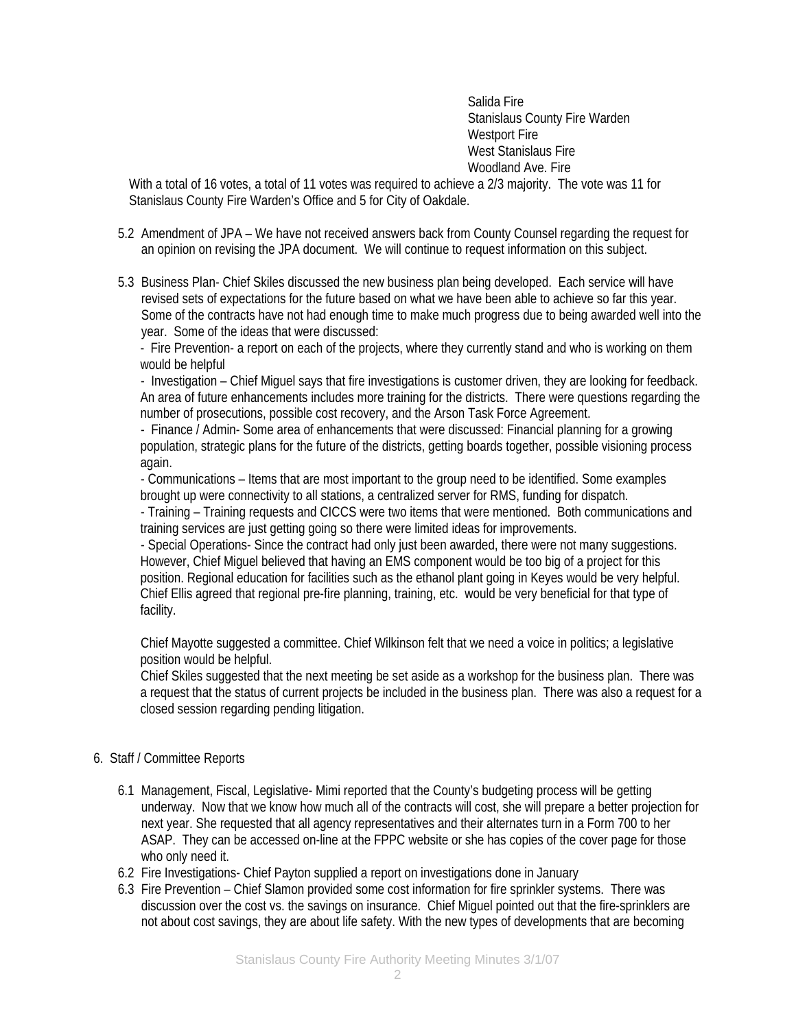Salida Fire
Stanislaus County Fire Warden
Westport Fire
West Stanislaus Fire
Woodland Ave. Fire

With a total of 16 votes, a total of 11 votes was required to achieve a 2/3 majority. The vote was 11 for Stanislaus County Fire Warden's Office and 5 for City of Oakdale.

5.2 Amendment of JPA – We have not received answers back from County Counsel regarding the request for an opinion on revising the JPA document. We will continue to request information on this subject.

5.3 Business Plan- Chief Skiles discussed the new business plan being developed. Each service will have revised sets of expectations for the future based on what we have been able to achieve so far this year. Some of the contracts have not had enough time to make much progress due to being awarded well into the year. Some of the ideas that were discussed:

- Fire Prevention- a report on each of the projects, where they currently stand and who is working on them would be helpful
- Investigation – Chief Miguel says that fire investigations is customer driven, they are looking for feedback. An area of future enhancements includes more training for the districts. There were questions regarding the number of prosecutions, possible cost recovery, and the Arson Task Force Agreement.
- Finance / Admin- Some area of enhancements that were discussed: Financial planning for a growing population, strategic plans for the future of the districts, getting boards together, possible visioning process again.
- Communications – Items that are most important to the group need to be identified. Some examples brought up were connectivity to all stations, a centralized server for RMS, funding for dispatch.
- Training – Training requests and CICCS were two items that were mentioned. Both communications and training services are just getting going so there were limited ideas for improvements.
- Special Operations- Since the contract had only just been awarded, there were not many suggestions. However, Chief Miguel believed that having an EMS component would be too big of a project for this position. Regional education for facilities such as the ethanol plant going in Keyes would be very helpful. Chief Ellis agreed that regional pre-fire planning, training, etc. would be very beneficial for that type of facility.

Chief Mayotte suggested a committee. Chief Wilkinson felt that we need a voice in politics; a legislative position would be helpful.

Chief Skiles suggested that the next meeting be set aside as a workshop for the business plan. There was a request that the status of current projects be included in the business plan. There was also a request for a closed session regarding pending litigation.

6. Staff / Committee Reports

6.1 Management, Fiscal, Legislative- Mimi reported that the County's budgeting process will be getting underway. Now that we know how much all of the contracts will cost, she will prepare a better projection for next year. She requested that all agency representatives and their alternates turn in a Form 700 to her ASAP. They can be accessed on-line at the FPPC website or she has copies of the cover page for those who only need it.

6.2 Fire Investigations- Chief Payton supplied a report on investigations done in January

6.3 Fire Prevention – Chief Slamon provided some cost information for fire sprinkler systems. There was discussion over the cost vs. the savings on insurance. Chief Miguel pointed out that the fire-sprinklers are not about cost savings, they are about life safety. With the new types of developments that are becoming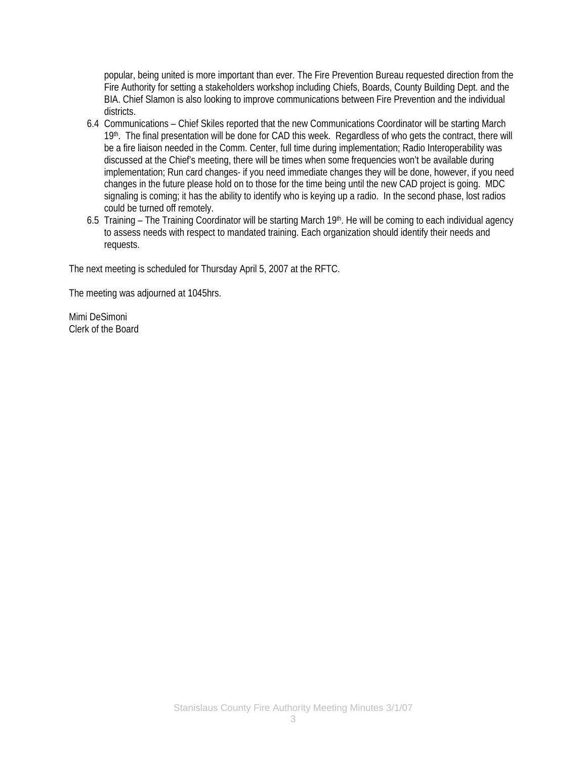popular, being united is more important than ever. The Fire Prevention Bureau requested direction from the Fire Authority for setting a stakeholders workshop including Chiefs, Boards, County Building Dept. and the BIA. Chief Slamon is also looking to improve communications between Fire Prevention and the individual districts.

6.4 Communications – Chief Skiles reported that the new Communications Coordinator will be starting March 19th. The final presentation will be done for CAD this week. Regardless of who gets the contract, there will be a fire liaison needed in the Comm. Center, full time during implementation; Radio Interoperability was discussed at the Chief's meeting, there will be times when some frequencies won't be available during implementation; Run card changes- if you need immediate changes they will be done, however, if you need changes in the future please hold on to those for the time being until the new CAD project is going. MDC signaling is coming; it has the ability to identify who is keying up a radio. In the second phase, lost radios could be turned off remotely.

6.5 Training – The Training Coordinator will be starting March 19th. He will be coming to each individual agency to assess needs with respect to mandated training. Each organization should identify their needs and requests.

The next meeting is scheduled for Thursday April 5, 2007 at the RFTC.

The meeting was adjourned at 1045hrs.

Mimi DeSimoni
Clerk of the Board